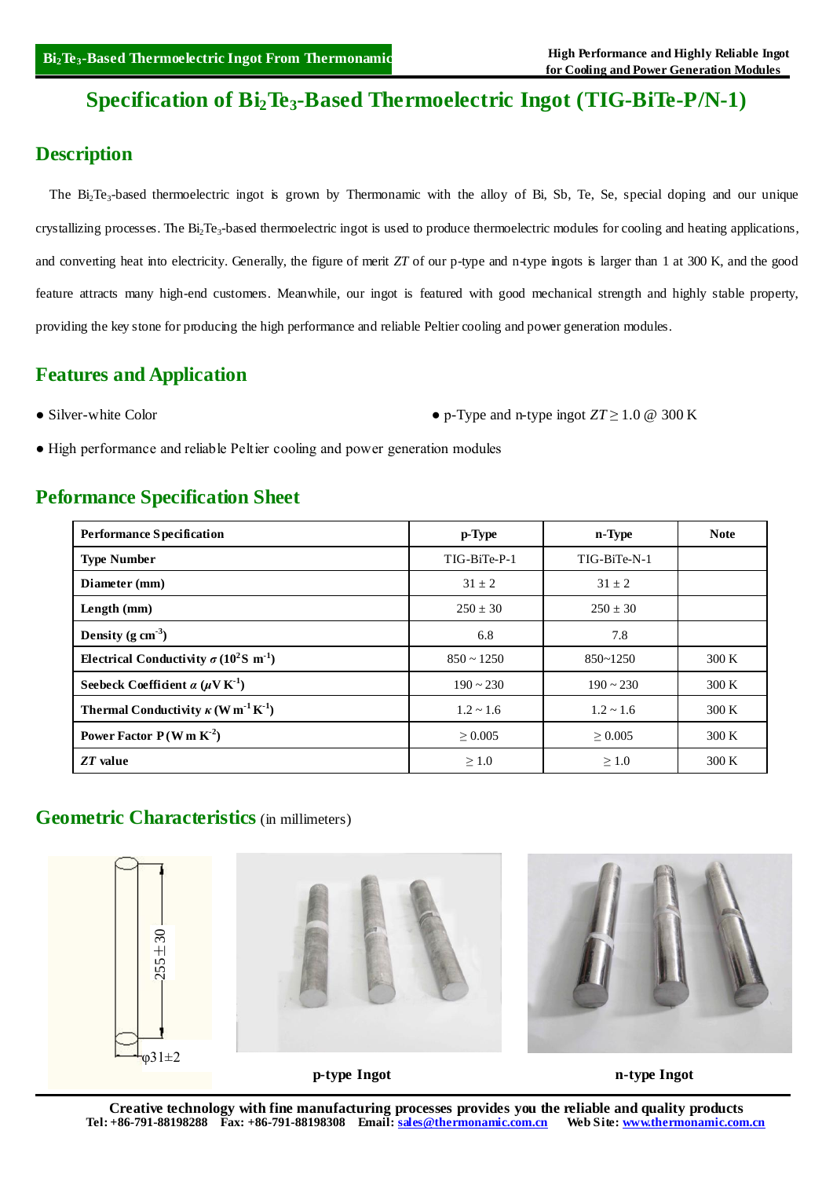# Specification of $Bi_2Te_3$-Based Thermoelectric Ingot (TIG-BiTe-P/N-1)

## Description

The $Bi_2Te_3$-based thermoelectric ingot is grown by Thermonamic with the alloy of Bi, Sb, Te, Se, special doping and our unique crystallizing processes. The $Bi_2Te_3$-based thermoelectric ingot is used to produce thermoelectric modules for cooling and heating applications, and converting heat into electricity. Generally, the figure of merit *ZT* of our p-type and n-type ingots is larger than 1 at 300 K, and the good feature attracts many high-end customers. Meanwhile, our ingot is featured with good mechanical strength and highly stable property, providing the key stone for producing the high performance and reliable Peltier cooling and power generation modules.

## Features and Application

- Silver-white Color
- p-Type and n-type ingot $ZT \geq 1.0$ @ 300 K
- High performance and reliable Peltier cooling and power generation modules

## Peformance Specification Sheet

| Performance Specification | p-Type | n-Type | Note |
|---|---|---|---|
| **Type Number** | TIG-BiTe-P-1 | TIG-BiTe-N-1 | |
| **Diameter (mm)** | 31 ± 2 | 31 ± 2 | |
| **Length (mm)** | 250 ± 30 | 250 ± 30 | |
| **Density (g $cm^{-3}$)** | 6.8 | 7.8 | |
| **Electrical Conductivity $\sigma$ ($10^2$S $m^{-1}$)** | 850 ~ 1250 | 850~1250 | 300 K |
| **Seebeck Coefficient $\alpha$ ($\mu$V $K^{-1}$)** | 190 ~ 230 | 190 ~ 230 | 300 K |
| **Thermal Conductivity $\kappa$ (W $m^{-1}$ $K^{-1}$)** | 1.2 ~ 1.6 | 1.2 ~ 1.6 | 300 K |
| **Power Factor P (W m $K^{-2}$)** | ≥ 0.005 | ≥ 0.005 | 300 K |
| ***ZT* value** | ≥ 1.0 | ≥ 1.0 | 300 K |

## Geometric Characteristics (in millimeters)

255±30

φ31±2

p-type Ingot

n-type Ingot

Creative technology with fine manufacturing processes provides you the reliable and quality products

Tel: +86-791-88198288 Fax: +86-791-88198308 Email: sales@thermonamic.com.cn Web Site: www.thermonamic.com.cn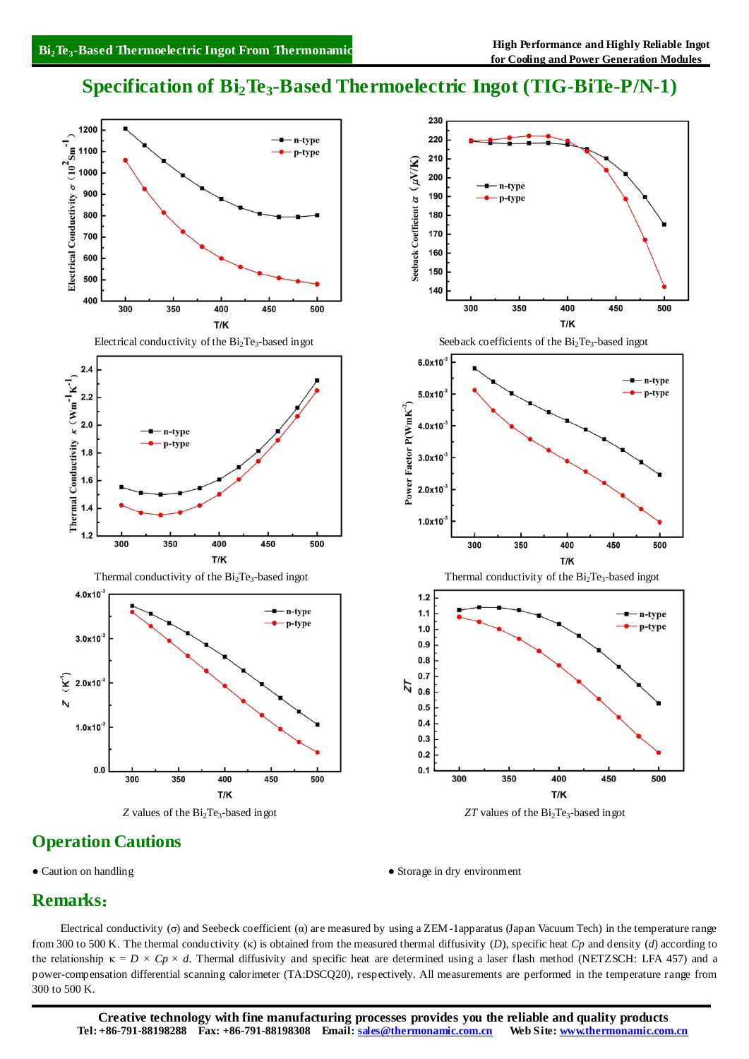# Specification of $Bi_2Te_3$-Based Thermoelectric Ingot (TIG-BiTe-P/N-1)

Electrical Conductivity σ（$10^2$Sm$^{-1}$）
1200
1100
1000
900
800
700
600
500
400
300 350 400 450 500
T/K
n-type
p-type

Electrical conductivity of the $Bi_2Te_3$-based ingot

Seeback Coefficient α（μV/K）
230
220
210
200
190
180
170
160
150
140
300 350 400 450 500
T/K
n-type
p-type

Seeback coefficients of the $Bi_2Te_3$-based ingot

Thermal Conductivity κ（Wm$^{-1}$K$^{-1}$）
2.4
2.2
2.0
1.8
1.6
1.4
1.2
300 350 400 450 500
T/K
n-type
p-type

Thermal conductivity of the $Bi_2Te_3$-based ingot

Power Factor P(W/mK$^2$)
6.0x10$^{-3}$
5.0x10$^{-3}$
4.0x10$^{-3}$
3.0x10$^{-3}$
2.0x10$^{-3}$
1.0x10$^{-3}$
300 350 400 450 500
T/K
n-type
p-type

Thermal conductivity of the $Bi_2Te_3$-based ingot

Z（K$^{-1}$）
4.0x10$^{-3}$
3.0x10$^{-3}$
2.0x10$^{-3}$
1.0x10$^{-3}$
0.0
300 350 400 450 500
T/K
n-type
p-type

*Z* values of the $Bi_2Te_3$-based ingot

ZT
1.2
1.1
1.0
0.9
0.8
0.7
0.6
0.5
0.4
0.3
0.2
0.1
300 350 400 450 500
T/K
n-type
p-type

*ZT* values of the $Bi_2Te_3$-based ingot

## Operation Cautions

- Caution on handling
- Storage in dry environment

## Remarks:

Electrical conductivity (σ) and Seebeck coefficient (α) are measured by using a ZEM-1apparatus (Japan Vacuum Tech) in the temperature range from 300 to 500 K. The thermal conductivity (κ) is obtained from the measured thermal diffusivity (*D*), specific heat *Cp* and density (*d*) according to the relationship $\kappa = D \times Cp \times d$. Thermal diffusivity and specific heat are determined using a laser flash method (NETZSCH: LFA 457) and a power-compensation differential scanning calorimeter (TA:DSCQ20), respectively. All measurements are performed in the temperature range from 300 to 500 K.

**Creative technology with fine manufacturing processes provides you the reliable and quality products**
**Tel: +86-791-88198288 Fax: +86-791-88198308 Email: sales@thermonamic.com.cn Web Site: www.thermonamic.com.cn**